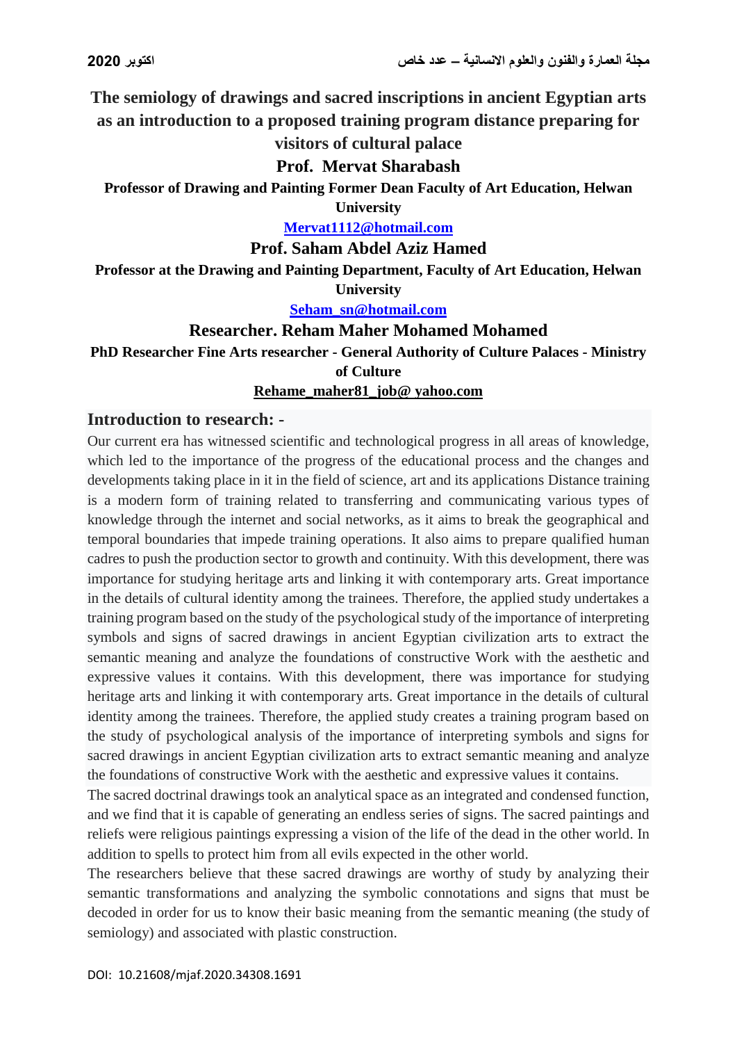# The semiology of drawings and sacred inscriptions in ancient Egyptian arts as an introduction to a proposed training program distance preparing for visitors of cultural palace

**Prof. Mervat Sharabash**

**Professor of Drawing and Painting Former Dean Faculty of Art Education, Helwan University**

**Mervat1112@hotmail.com**

**Prof. Saham Abdel Aziz Hamed**

**Professor at the Drawing and Painting Department, Faculty of Art Education, Helwan University**

**Seham_sn@hotmail.com**

**Researcher. Reham Maher Mohamed Mohamed**

**PhD Researcher Fine Arts researcher - General Authority of Culture Palaces - Ministry of Culture**

**Rehame_maher81_job@ yahoo.com**

## Introduction to research: -

Our current era has witnessed scientific and technological progress in all areas of knowledge, which led to the importance of the progress of the educational process and the changes and developments taking place in it in the field of science, art and its applications Distance training is a modern form of training related to transferring and communicating various types of knowledge through the internet and social networks, as it aims to break the geographical and temporal boundaries that impede training operations. It also aims to prepare qualified human cadres to push the production sector to growth and continuity. With this development, there was importance for studying heritage arts and linking it with contemporary arts. Great importance in the details of cultural identity among the trainees. Therefore, the applied study undertakes a training program based on the study of the psychological study of the importance of interpreting symbols and signs of sacred drawings in ancient Egyptian civilization arts to extract the semantic meaning and analyze the foundations of constructive Work with the aesthetic and expressive values it contains. With this development, there was importance for studying heritage arts and linking it with contemporary arts. Great importance in the details of cultural identity among the trainees. Therefore, the applied study creates a training program based on the study of psychological analysis of the importance of interpreting symbols and signs for sacred drawings in ancient Egyptian civilization arts to extract semantic meaning and analyze the foundations of constructive Work with the aesthetic and expressive values it contains.

The sacred doctrinal drawings took an analytical space as an integrated and condensed function, and we find that it is capable of generating an endless series of signs. The sacred paintings and reliefs were religious paintings expressing a vision of the life of the dead in the other world. In addition to spells to protect him from all evils expected in the other world.

The researchers believe that these sacred drawings are worthy of study by analyzing their semantic transformations and analyzing the symbolic connotations and signs that must be decoded in order for us to know their basic meaning from the semantic meaning (the study of semiology) and associated with plastic construction.

DOI: 10.21608/mjaf.2020.34308.1691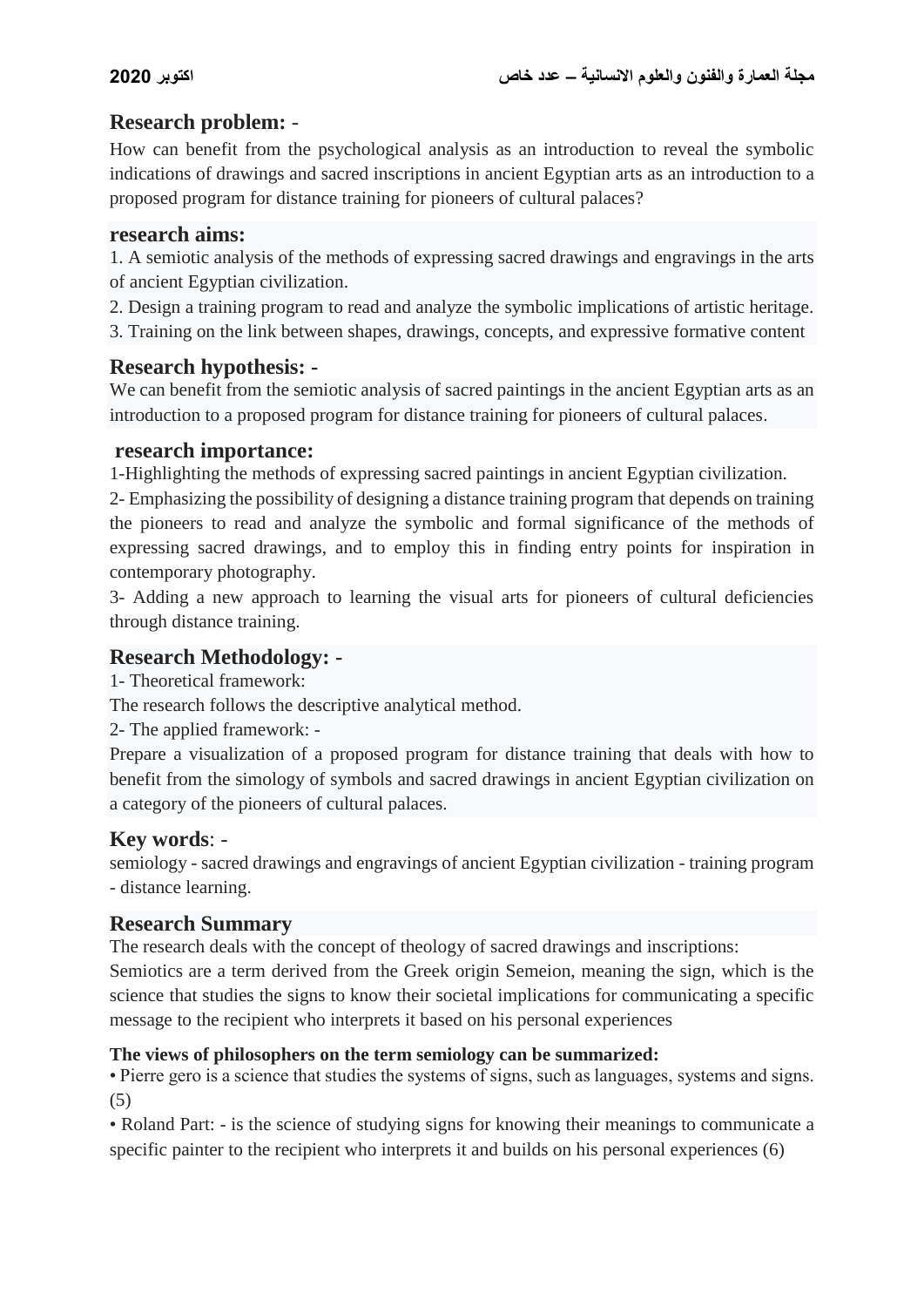## Research problem: -

How can benefit from the psychological analysis as an introduction to reveal the symbolic indications of drawings and sacred inscriptions in ancient Egyptian arts as an introduction to a proposed program for distance training for pioneers of cultural palaces?

## research aims:

1. A semiotic analysis of the methods of expressing sacred drawings and engravings in the arts of ancient Egyptian civilization.
2. Design a training program to read and analyze the symbolic implications of artistic heritage.
3. Training on the link between shapes, drawings, concepts, and expressive formative content

## Research hypothesis: -

We can benefit from the semiotic analysis of sacred paintings in the ancient Egyptian arts as an introduction to a proposed program for distance training for pioneers of cultural palaces.

## research importance:

1-Highlighting the methods of expressing sacred paintings in ancient Egyptian civilization.

2- Emphasizing the possibility of designing a distance training program that depends on training the pioneers to read and analyze the symbolic and formal significance of the methods of expressing sacred drawings, and to employ this in finding entry points for inspiration in contemporary photography.

3- Adding a new approach to learning the visual arts for pioneers of cultural deficiencies through distance training.

## Research Methodology: -

1- Theoretical framework:

The research follows the descriptive analytical method.

2- The applied framework: -

Prepare a visualization of a proposed program for distance training that deals with how to benefit from the simology of symbols and sacred drawings in ancient Egyptian civilization on a category of the pioneers of cultural palaces.

## Key words: -

semiology - sacred drawings and engravings of ancient Egyptian civilization - training program - distance learning.

## Research Summary

The research deals with the concept of theology of sacred drawings and inscriptions:

Semiotics are a term derived from the Greek origin Semeion, meaning the sign, which is the science that studies the signs to know their societal implications for communicating a specific message to the recipient who interprets it based on his personal experiences

**The views of philosophers on the term semiology can be summarized:**

• Pierre gero is a science that studies the systems of signs, such as languages, systems and signs. (5)

• Roland Part: - is the science of studying signs for knowing their meanings to communicate a specific painter to the recipient who interprets it and builds on his personal experiences (6)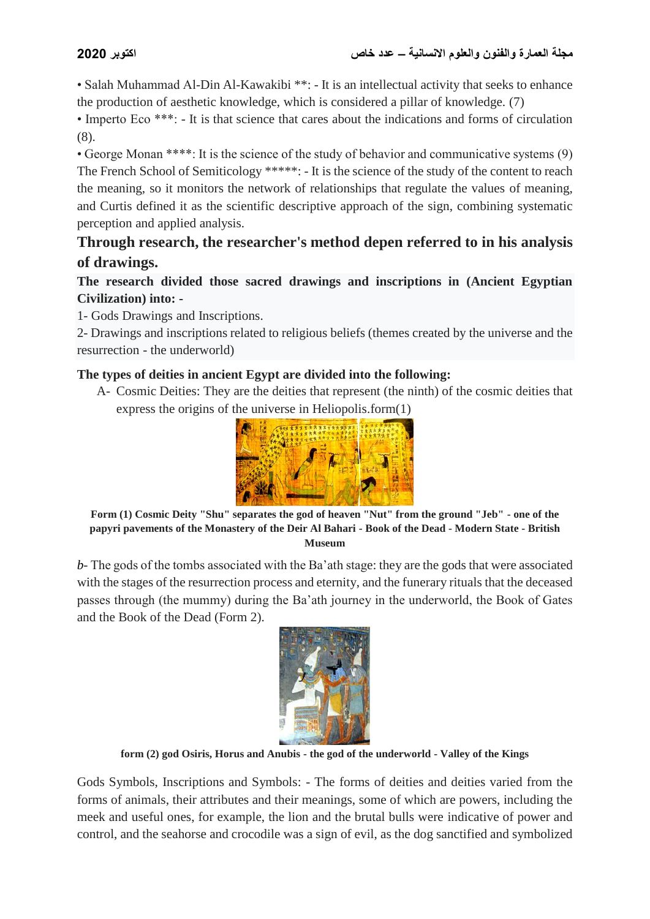• Salah Muhammad Al-Din Al-Kawakibi **: - It is an intellectual activity that seeks to enhance the production of aesthetic knowledge, which is considered a pillar of knowledge. (7)

• Imperto Eco ***: - It is that science that cares about the indications and forms of circulation (8).

• George Monan ****: It is the science of the study of behavior and communicative systems (9) The French School of Semiticology *****: - It is the science of the study of the content to reach the meaning, so it monitors the network of relationships that regulate the values of meaning, and Curtis defined it as the scientific descriptive approach of the sign, combining systematic perception and applied analysis.

## Through research, the researcher's method depen referred to in his analysis of drawings.

**The research divided those sacred drawings and inscriptions in (Ancient Egyptian Civilization) into: -**

1- Gods Drawings and Inscriptions.

2- Drawings and inscriptions related to religious beliefs (themes created by the universe and the resurrection - the underworld)

**The types of deities in ancient Egypt are divided into the following:**

A- Cosmic Deities: They are the deities that represent (the ninth) of the cosmic deities that express the origins of the universe in Heliopolis.form(1)

**Form (1) Cosmic Deity "Shu" separates the god of heaven "Nut" from the ground "Jeb" - one of the papyri pavements of the Monastery of the Deir Al Bahari - Book of the Dead - Modern State - British Museum**

*b*- The gods of the tombs associated with the Ba'ath stage: they are the gods that were associated with the stages of the resurrection process and eternity, and the funerary rituals that the deceased passes through (the mummy) during the Ba'ath journey in the underworld, the Book of Gates and the Book of the Dead (Form 2).

**form (2) god Osiris, Horus and Anubis - the god of the underworld - Valley of the Kings**

Gods Symbols, Inscriptions and Symbols: - The forms of deities and deities varied from the forms of animals, their attributes and their meanings, some of which are powers, including the meek and useful ones, for example, the lion and the brutal bulls were indicative of power and control, and the seahorse and crocodile was a sign of evil, as the dog sanctified and symbolized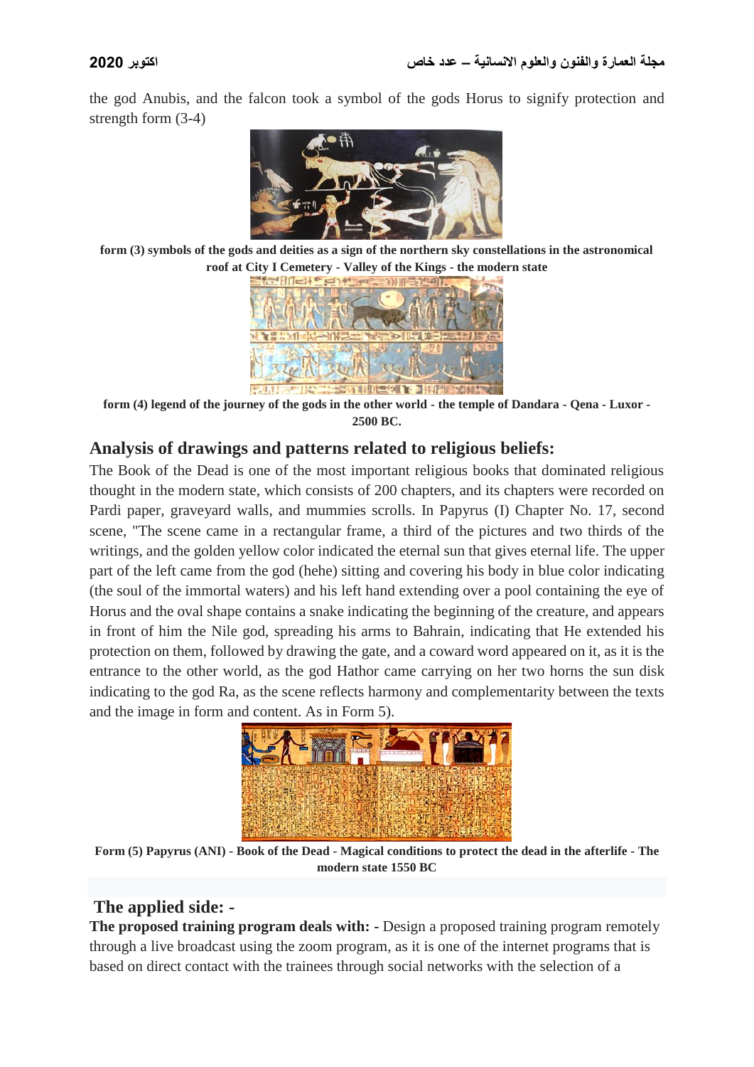the god Anubis, and the falcon took a symbol of the gods Horus to signify protection and strength form (3-4)

**form (3) symbols of the gods and deities as a sign of the northern sky constellations in the astronomical roof at City I Cemetery - Valley of the Kings - the modern state**

**form (4) legend of the journey of the gods in the other world - the temple of Dandara - Qena - Luxor - 2500 BC.**

## Analysis of drawings and patterns related to religious beliefs:

The Book of the Dead is one of the most important religious books that dominated religious thought in the modern state, which consists of 200 chapters, and its chapters were recorded on Pardi paper, graveyard walls, and mummies scrolls. In Papyrus (I) Chapter No. 17, second scene, "The scene came in a rectangular frame, a third of the pictures and two thirds of the writings, and the golden yellow color indicated the eternal sun that gives eternal life. The upper part of the left came from the god (hehe) sitting and covering his body in blue color indicating (the soul of the immortal waters) and his left hand extending over a pool containing the eye of Horus and the oval shape contains a snake indicating the beginning of the creature, and appears in front of him the Nile god, spreading his arms to Bahrain, indicating that He extended his protection on them, followed by drawing the gate, and a coward word appeared on it, as it is the entrance to the other world, as the god Hathor came carrying on her two horns the sun disk indicating to the god Ra, as the scene reflects harmony and complementarity between the texts and the image in form and content. As in Form 5).

**Form (5) Papyrus (ANI) - Book of the Dead - Magical conditions to protect the dead in the afterlife - The modern state 1550 BC**

## The applied side: -

**The proposed training program deals with: -** Design a proposed training program remotely through a live broadcast using the zoom program, as it is one of the internet programs that is based on direct contact with the trainees through social networks with the selection of a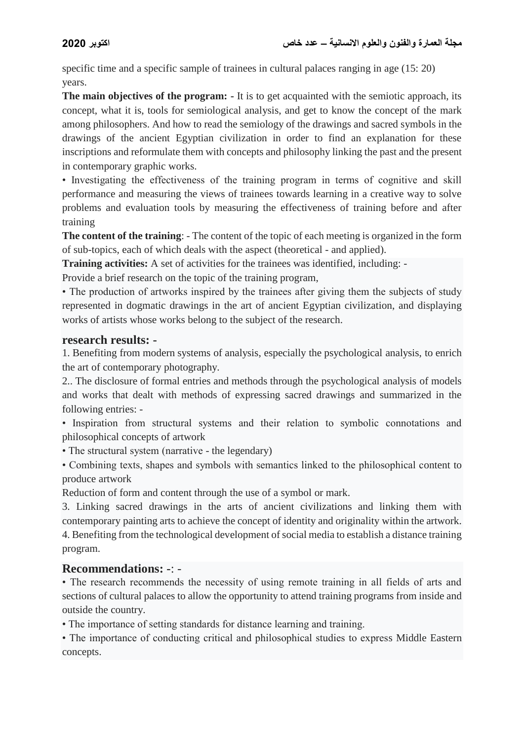specific time and a specific sample of trainees in cultural palaces ranging in age (15: 20) years.

**The main objectives of the program: -** It is to get acquainted with the semiotic approach, its concept, what it is, tools for semiological analysis, and get to know the concept of the mark among philosophers. And how to read the semiology of the drawings and sacred symbols in the drawings of the ancient Egyptian civilization in order to find an explanation for these inscriptions and reformulate them with concepts and philosophy linking the past and the present in contemporary graphic works.

• Investigating the effectiveness of the training program in terms of cognitive and skill performance and measuring the views of trainees towards learning in a creative way to solve problems and evaluation tools by measuring the effectiveness of training before and after training

**The content of the training**: - The content of the topic of each meeting is organized in the form of sub-topics, each of which deals with the aspect (theoretical - and applied).

**Training activities:** A set of activities for the trainees was identified, including: -

Provide a brief research on the topic of the training program,

• The production of artworks inspired by the trainees after giving them the subjects of study represented in dogmatic drawings in the art of ancient Egyptian civilization, and displaying works of artists whose works belong to the subject of the research.

## research results: -

1. Benefiting from modern systems of analysis, especially the psychological analysis, to enrich the art of contemporary photography.

2.. The disclosure of formal entries and methods through the psychological analysis of models and works that dealt with methods of expressing sacred drawings and summarized in the following entries: -

• Inspiration from structural systems and their relation to symbolic connotations and philosophical concepts of artwork

• The structural system (narrative - the legendary)

• Combining texts, shapes and symbols with semantics linked to the philosophical content to produce artwork

Reduction of form and content through the use of a symbol or mark.

3. Linking sacred drawings in the arts of ancient civilizations and linking them with contemporary painting arts to achieve the concept of identity and originality within the artwork.

4. Benefiting from the technological development of social media to establish a distance training program.

## Recommendations: -: -

• The research recommends the necessity of using remote training in all fields of arts and sections of cultural palaces to allow the opportunity to attend training programs from inside and outside the country.

• The importance of setting standards for distance learning and training.

• The importance of conducting critical and philosophical studies to express Middle Eastern concepts.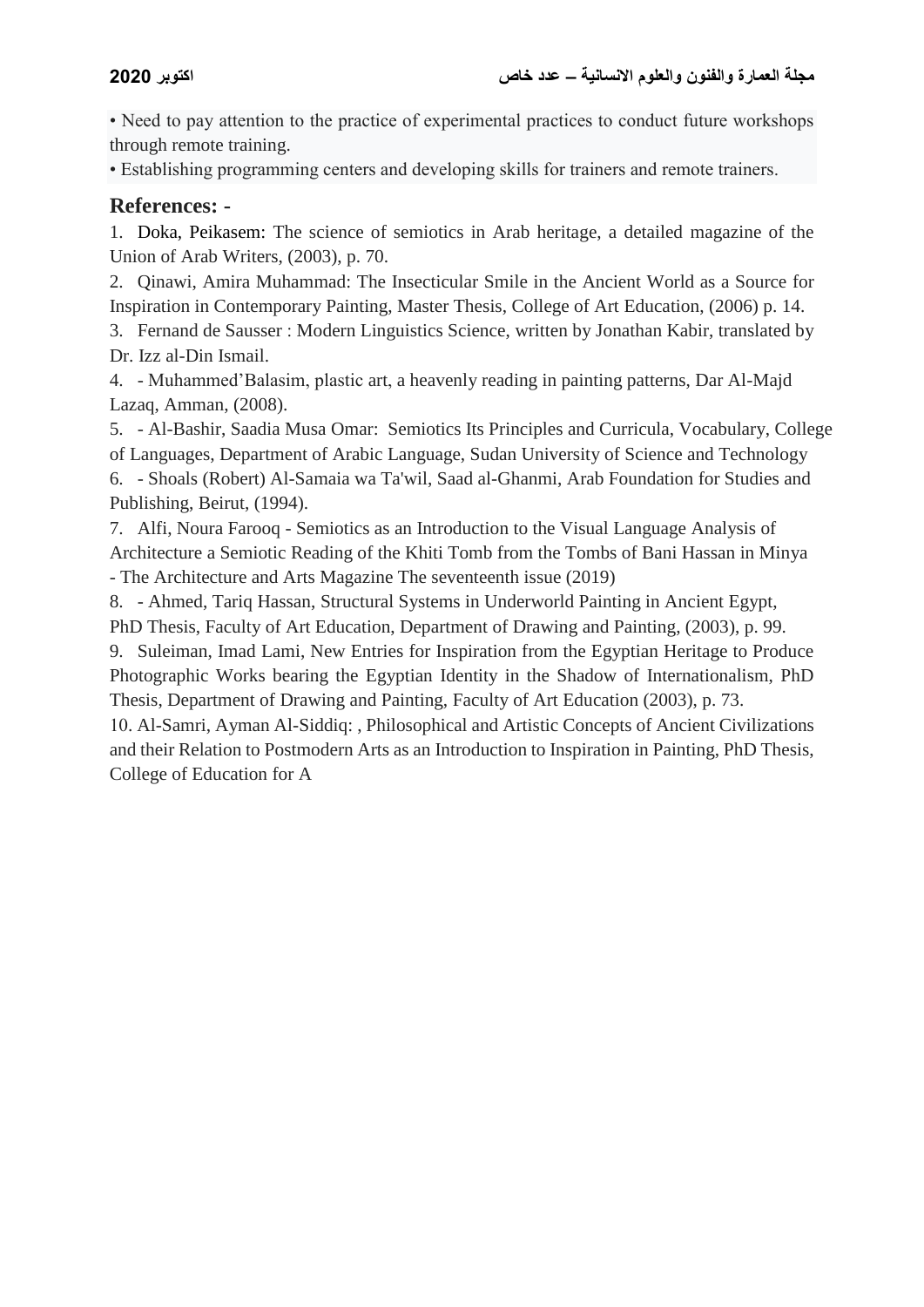• Need to pay attention to the practice of experimental practices to conduct future workshops through remote training.

• Establishing programming centers and developing skills for trainers and remote trainers.

## References: -

1. Doka, Peikasem: The science of semiotics in Arab heritage, a detailed magazine of the Union of Arab Writers, (2003), p. 70.
2. Qinawi, Amira Muhammad: The Insecticular Smile in the Ancient World as a Source for Inspiration in Contemporary Painting, Master Thesis, College of Art Education, (2006) p. 14.
3. Fernand de Sausser : Modern Linguistics Science, written by Jonathan Kabir, translated by Dr. Izz al-Din Ismail.
4. - Muhammed'Balasim, plastic art, a heavenly reading in painting patterns, Dar Al-Majd Lazaq, Amman, (2008).
5. - Al-Bashir, Saadia Musa Omar: Semiotics Its Principles and Curricula, Vocabulary, College of Languages, Department of Arabic Language, Sudan University of Science and Technology
6. - Shoals (Robert) Al-Samaia wa Ta'wil, Saad al-Ghanmi, Arab Foundation for Studies and Publishing, Beirut, (1994).
7. Alfi, Noura Farooq - Semiotics as an Introduction to the Visual Language Analysis of Architecture a Semiotic Reading of the Khiti Tomb from the Tombs of Bani Hassan in Minya - The Architecture and Arts Magazine The seventeenth issue (2019)
8. - Ahmed, Tariq Hassan, Structural Systems in Underworld Painting in Ancient Egypt, PhD Thesis, Faculty of Art Education, Department of Drawing and Painting, (2003), p. 99.
9. Suleiman, Imad Lami, New Entries for Inspiration from the Egyptian Heritage to Produce Photographic Works bearing the Egyptian Identity in the Shadow of Internationalism, PhD Thesis, Department of Drawing and Painting, Faculty of Art Education (2003), p. 73.
10. Al-Samri, Ayman Al-Siddiq: , Philosophical and Artistic Concepts of Ancient Civilizations and their Relation to Postmodern Arts as an Introduction to Inspiration in Painting, PhD Thesis, College of Education for A